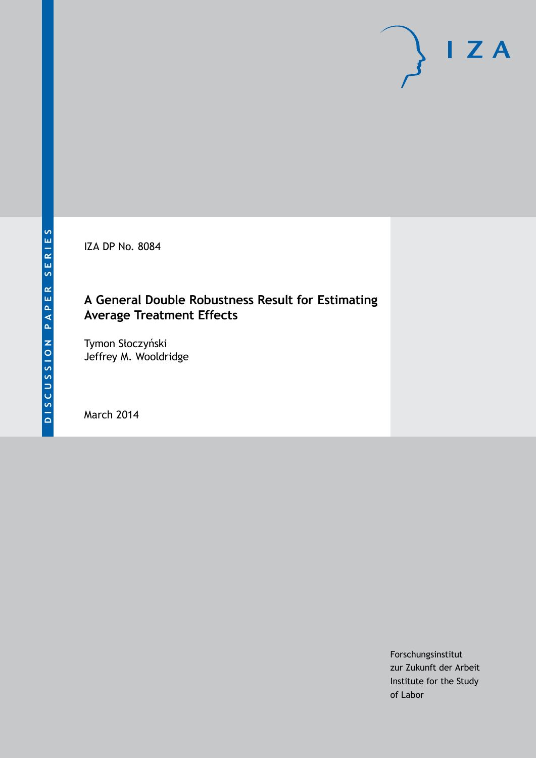DISCUSSION PAPER SERIES

IZA

IZA DP No. 8084

# A General Double Robustness Result for Estimating Average Treatment Effects

Tymon Słoczyński
Jeffrey M. Wooldridge

March 2014

Forschungsinstitut
zur Zukunft der Arbeit
Institute for the Study
of Labor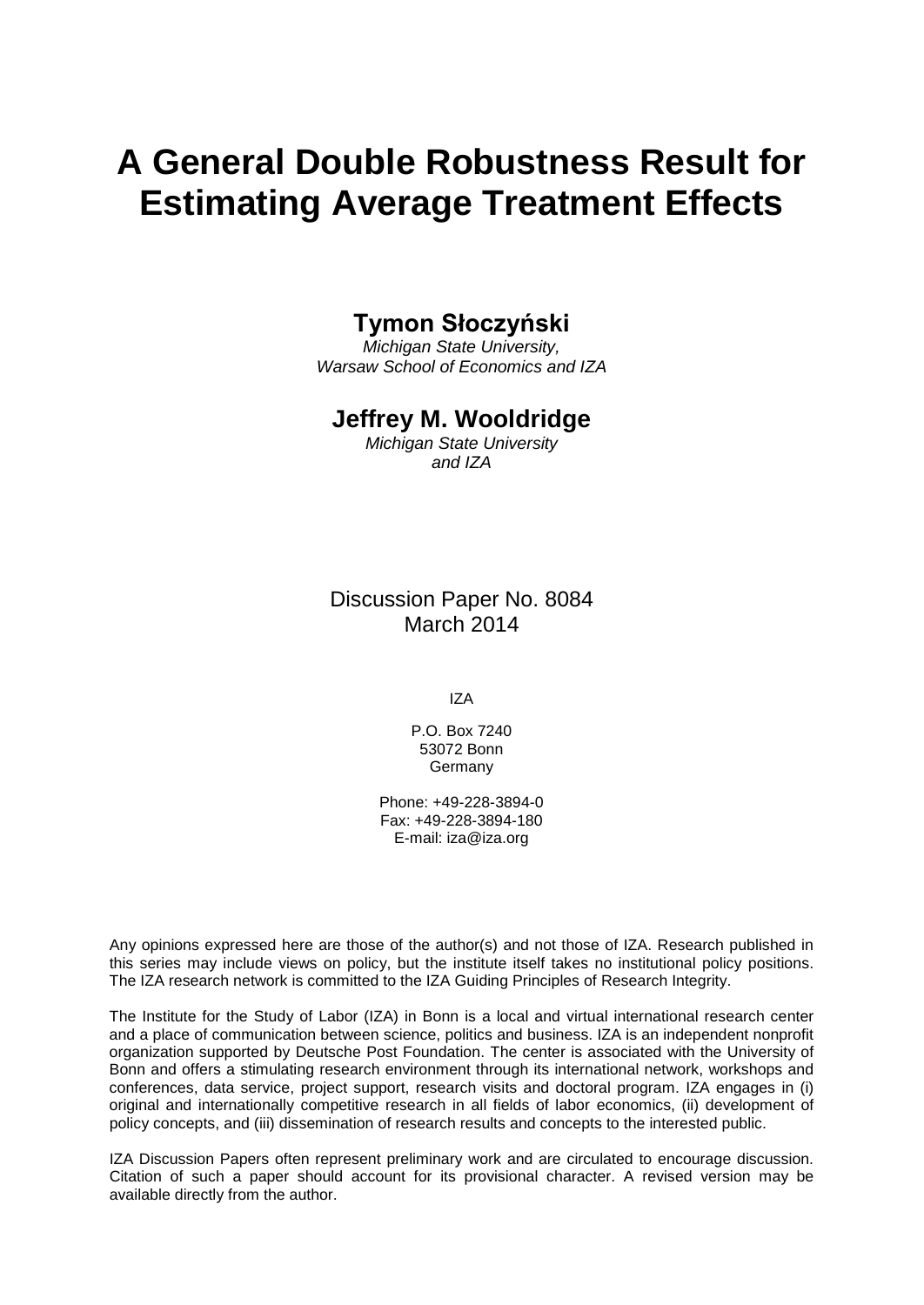# A General Double Robustness Result for Estimating Average Treatment Effects

**Tymon Słoczyński**

*Michigan State University,*
*Warsaw School of Economics and IZA*

**Jeffrey M. Wooldridge**

*Michigan State University*
*and IZA*

Discussion Paper No. 8084
March 2014

IZA

P.O. Box 7240
53072 Bonn
Germany

Phone: +49-228-3894-0
Fax: +49-228-3894-180
E-mail: iza@iza.org

Any opinions expressed here are those of the author(s) and not those of IZA. Research published in this series may include views on policy, but the institute itself takes no institutional policy positions. The IZA research network is committed to the IZA Guiding Principles of Research Integrity.

The Institute for the Study of Labor (IZA) in Bonn is a local and virtual international research center and a place of communication between science, politics and business. IZA is an independent nonprofit organization supported by Deutsche Post Foundation. The center is associated with the University of Bonn and offers a stimulating research environment through its international network, workshops and conferences, data service, project support, research visits and doctoral program. IZA engages in (i) original and internationally competitive research in all fields of labor economics, (ii) development of policy concepts, and (iii) dissemination of research results and concepts to the interested public.

IZA Discussion Papers often represent preliminary work and are circulated to encourage discussion. Citation of such a paper should account for its provisional character. A revised version may be available directly from the author.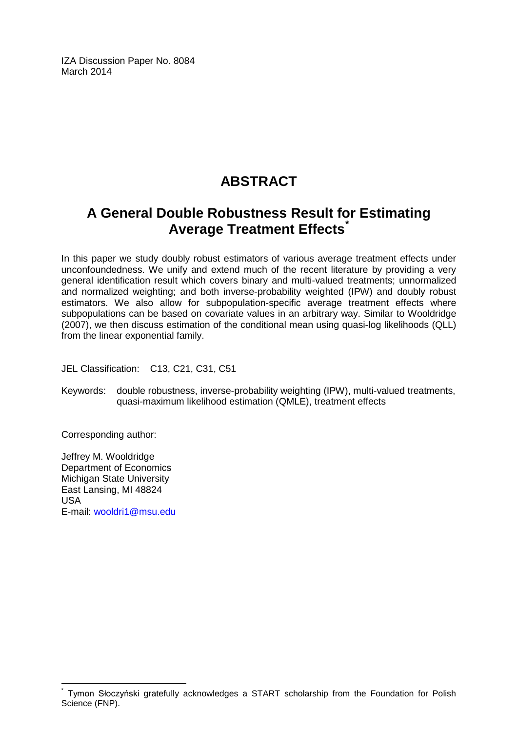IZA Discussion Paper No. 8084
March 2014

# ABSTRACT

## A General Double Robustness Result for Estimating Average Treatment Effects[*]

In this paper we study doubly robust estimators of various average treatment effects under unconfoundedness. We unify and extend much of the recent literature by providing a very general identification result which covers binary and multi-valued treatments; unnormalized and normalized weighting; and both inverse-probability weighted (IPW) and doubly robust estimators. We also allow for subpopulation-specific average treatment effects where subpopulations can be based on covariate values in an arbitrary way. Similar to Wooldridge (2007), we then discuss estimation of the conditional mean using quasi-log likelihoods (QLL) from the linear exponential family.

JEL Classification: C13, C21, C31, C51

Keywords: double robustness, inverse-probability weighting (IPW), multi-valued treatments, quasi-maximum likelihood estimation (QMLE), treatment effects

Corresponding author:

Jeffrey M. Wooldridge
Department of Economics
Michigan State University
East Lansing, MI 48824
USA
E-mail: wooldri1@msu.edu

[*] Tymon Słoczyński gratefully acknowledges a START scholarship from the Foundation for Polish Science (FNP).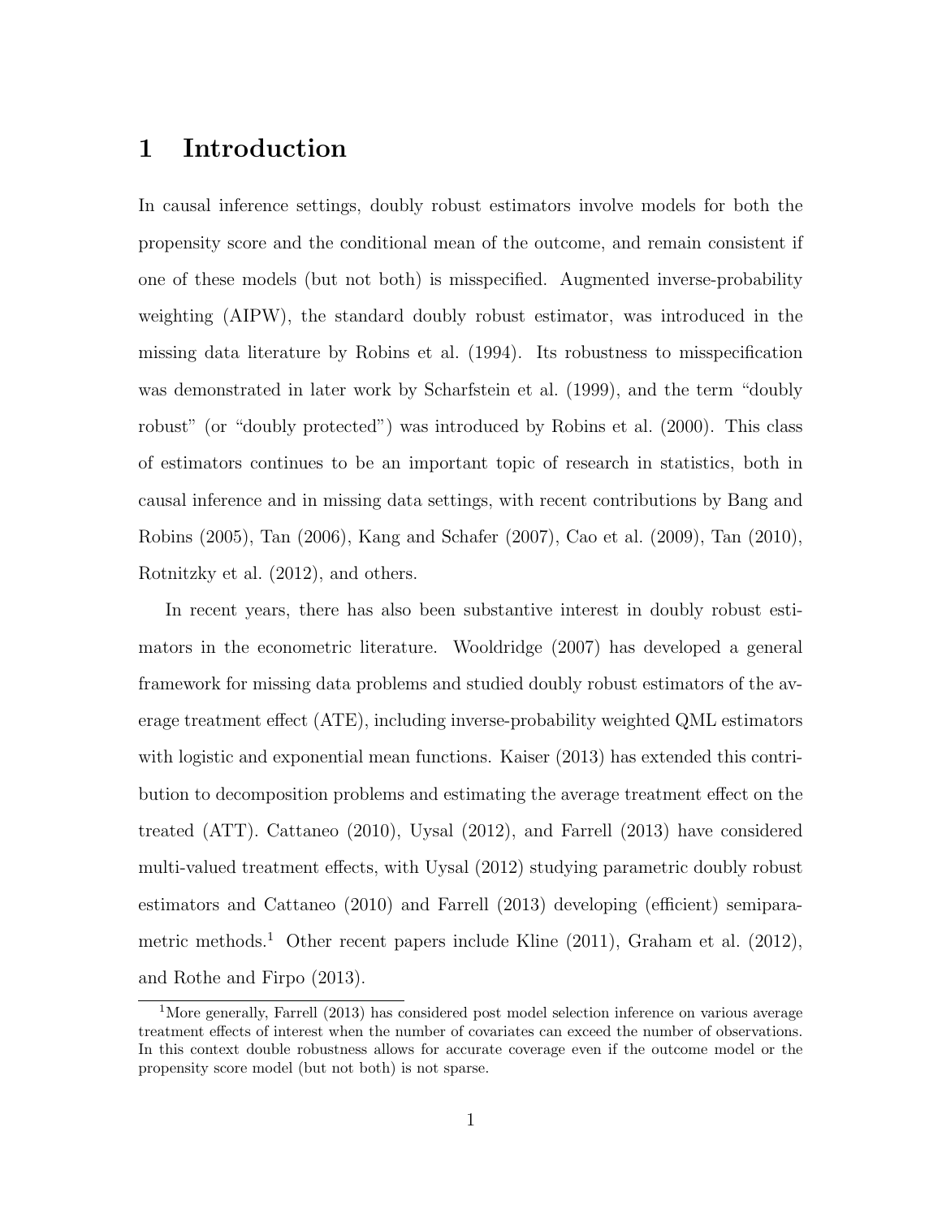# 1 Introduction

In causal inference settings, doubly robust estimators involve models for both the propensity score and the conditional mean of the outcome, and remain consistent if one of these models (but not both) is misspecified. Augmented inverse-probability weighting (AIPW), the standard doubly robust estimator, was introduced in the missing data literature by Robins et al. (1994). Its robustness to misspecification was demonstrated in later work by Scharfstein et al. (1999), and the term "doubly robust" (or "doubly protected") was introduced by Robins et al. (2000). This class of estimators continues to be an important topic of research in statistics, both in causal inference and in missing data settings, with recent contributions by Bang and Robins (2005), Tan (2006), Kang and Schafer (2007), Cao et al. (2009), Tan (2010), Rotnitzky et al. (2012), and others.

In recent years, there has also been substantive interest in doubly robust estimators in the econometric literature. Wooldridge (2007) has developed a general framework for missing data problems and studied doubly robust estimators of the average treatment effect (ATE), including inverse-probability weighted QML estimators with logistic and exponential mean functions. Kaiser (2013) has extended this contribution to decomposition problems and estimating the average treatment effect on the treated (ATT). Cattaneo (2010), Uysal (2012), and Farrell (2013) have considered multi-valued treatment effects, with Uysal (2012) studying parametric doubly robust estimators and Cattaneo (2010) and Farrell (2013) developing (efficient) semiparametric methods.[1] Other recent papers include Kline (2011), Graham et al. (2012), and Rothe and Firpo (2013).

[1] More generally, Farrell (2013) has considered post model selection inference on various average treatment effects of interest when the number of covariates can exceed the number of observations. In this context double robustness allows for accurate coverage even if the outcome model or the propensity score model (but not both) is not sparse.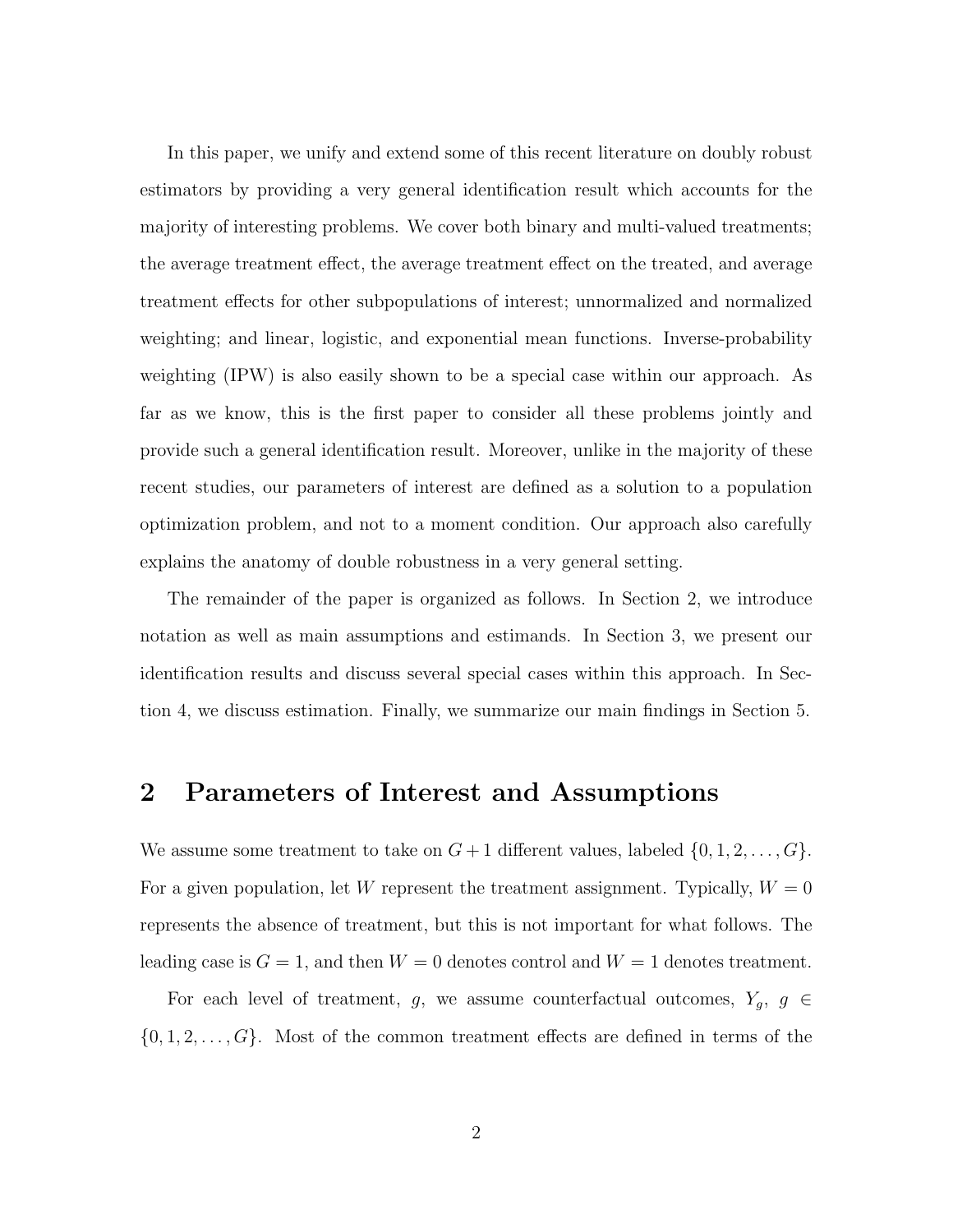In this paper, we unify and extend some of this recent literature on doubly robust estimators by providing a very general identification result which accounts for the majority of interesting problems. We cover both binary and multi-valued treatments; the average treatment effect, the average treatment effect on the treated, and average treatment effects for other subpopulations of interest; unnormalized and normalized weighting; and linear, logistic, and exponential mean functions. Inverse-probability weighting (IPW) is also easily shown to be a special case within our approach. As far as we know, this is the first paper to consider all these problems jointly and provide such a general identification result. Moreover, unlike in the majority of these recent studies, our parameters of interest are defined as a solution to a population optimization problem, and not to a moment condition. Our approach also carefully explains the anatomy of double robustness in a very general setting.

The remainder of the paper is organized as follows. In Section 2, we introduce notation as well as main assumptions and estimands. In Section 3, we present our identification results and discuss several special cases within this approach. In Section 4, we discuss estimation. Finally, we summarize our main findings in Section 5.

## 2 Parameters of Interest and Assumptions

We assume some treatment to take on $G+1$ different values, labeled $\{0, 1, 2, \ldots, G\}$. For a given population, let $W$ represent the treatment assignment. Typically, $W = 0$ represents the absence of treatment, but this is not important for what follows. The leading case is $G = 1$, and then $W = 0$ denotes control and $W = 1$ denotes treatment.

For each level of treatment, $g$, we assume counterfactual outcomes, $Y_g$, $g \in \{0, 1, 2, \ldots, G\}$. Most of the common treatment effects are defined in terms of the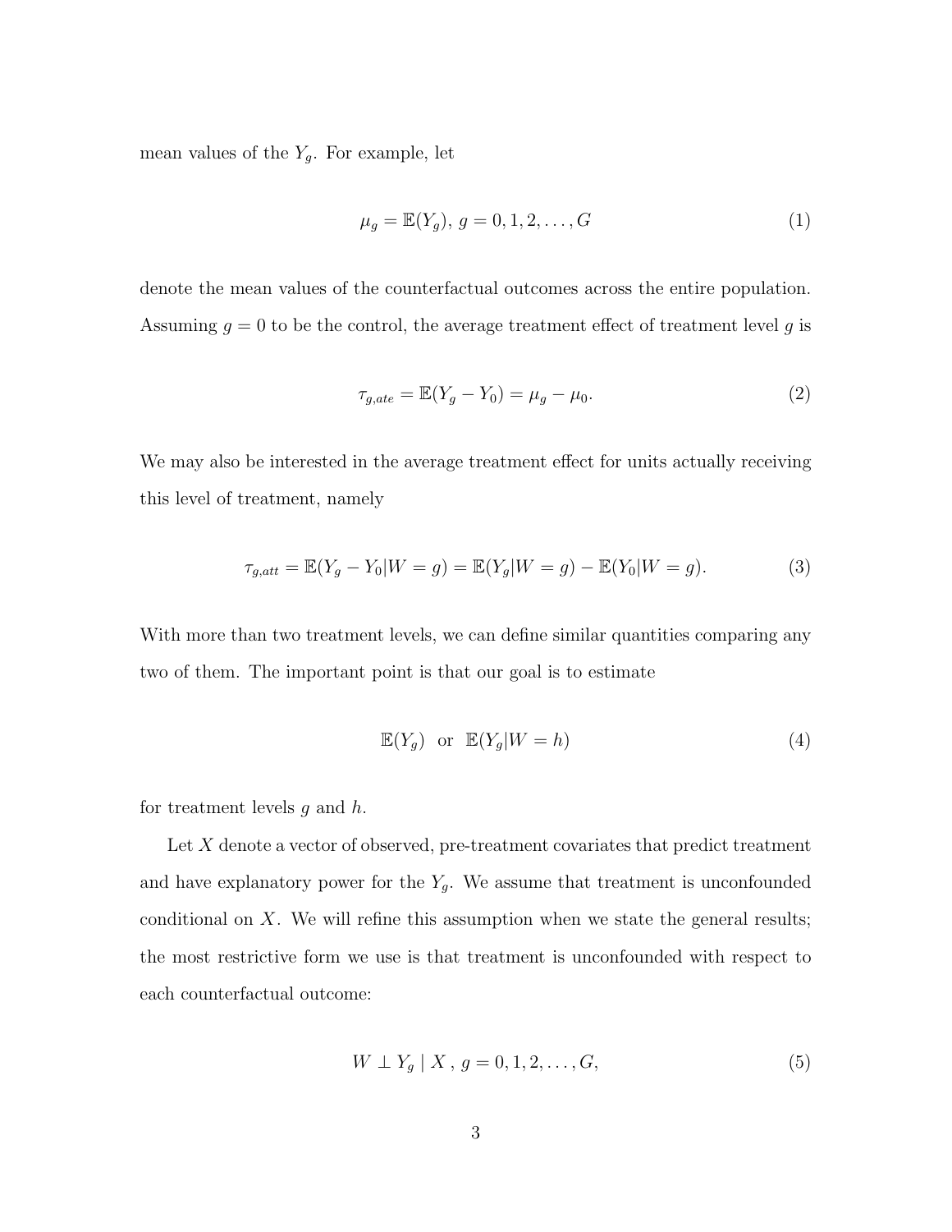mean values of the $Y_g$. For example, let

$$\mu_g = \mathbb{E}(Y_g),\ g = 0, 1, 2, \ldots, G \tag{1}$$

denote the mean values of the counterfactual outcomes across the entire population. Assuming $g = 0$ to be the control, the average treatment effect of treatment level $g$ is

$$\tau_{g,ate} = \mathbb{E}(Y_g - Y_0) = \mu_g - \mu_0. \tag{2}$$

We may also be interested in the average treatment effect for units actually receiving this level of treatment, namely

$$\tau_{g,att} = \mathbb{E}(Y_g - Y_0|W = g) = \mathbb{E}(Y_g|W = g) - \mathbb{E}(Y_0|W = g). \tag{3}$$

With more than two treatment levels, we can define similar quantities comparing any two of them. The important point is that our goal is to estimate

$$\mathbb{E}(Y_g) \ \text{ or } \ \mathbb{E}(Y_g|W = h) \tag{4}$$

for treatment levels $g$ and $h$.

Let $X$ denote a vector of observed, pre-treatment covariates that predict treatment and have explanatory power for the $Y_g$. We assume that treatment is unconfounded conditional on $X$. We will refine this assumption when we state the general results; the most restrictive form we use is that treatment is unconfounded with respect to each counterfactual outcome:

$$W \perp Y_g \mid X\,,\ g = 0, 1, 2, \ldots, G, \tag{5}$$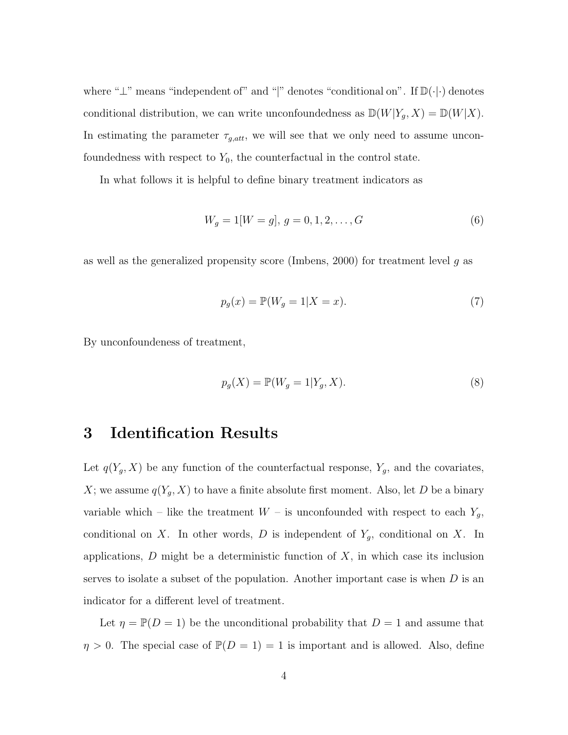where "⊥" means "independent of" and "|" denotes "conditional on". If $\mathbb{D}(\cdot|\cdot)$ denotes conditional distribution, we can write unconfoundedness as $\mathbb{D}(W|Y_g, X) = \mathbb{D}(W|X)$. In estimating the parameter $\tau_{g,att}$, we will see that we only need to assume unconfoundedness with respect to $Y_0$, the counterfactual in the control state.

In what follows it is helpful to define binary treatment indicators as

$$W_g = 1[W = g],\; g = 0, 1, 2, \ldots, G \tag{6}$$

as well as the generalized propensity score (Imbens, 2000) for treatment level $g$ as

$$p_g(x) = \mathbb{P}(W_g = 1|X = x). \tag{7}$$

By unconfoundeness of treatment,

$$p_g(X) = \mathbb{P}(W_g = 1|Y_g, X). \tag{8}$$

# 3 Identification Results

Let $q(Y_g, X)$ be any function of the counterfactual response, $Y_g$, and the covariates, $X$; we assume $q(Y_g, X)$ to have a finite absolute first moment. Also, let $D$ be a binary variable which – like the treatment $W$ – is unconfounded with respect to each $Y_g$, conditional on $X$. In other words, $D$ is independent of $Y_g$, conditional on $X$. In applications, $D$ might be a deterministic function of $X$, in which case its inclusion serves to isolate a subset of the population. Another important case is when $D$ is an indicator for a different level of treatment.

Let $\eta = \mathbb{P}(D = 1)$ be the unconditional probability that $D = 1$ and assume that $\eta > 0$. The special case of $\mathbb{P}(D = 1) = 1$ is important and is allowed. Also, define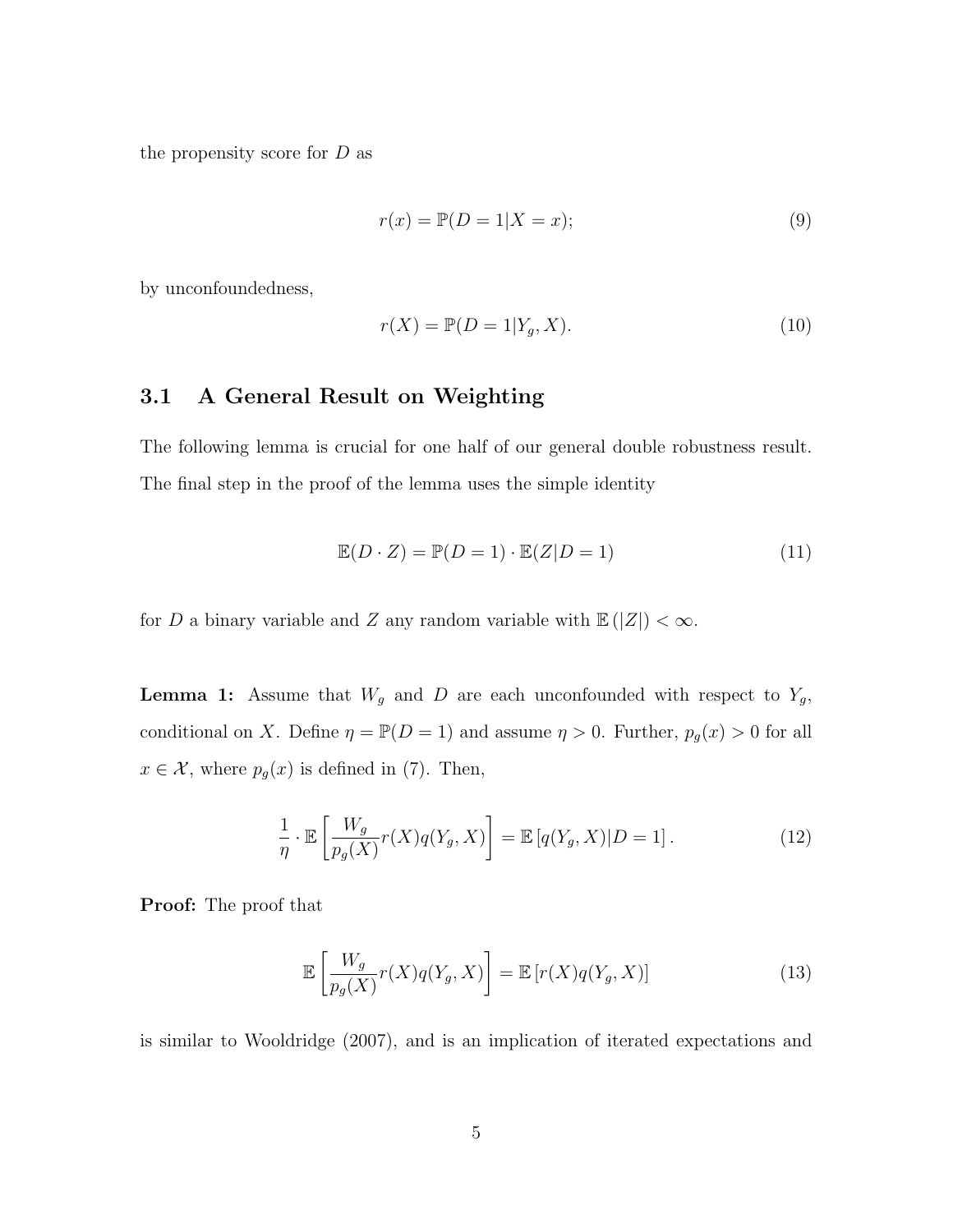the propensity score for $D$ as

$$r(x) = \mathbb{P}(D = 1|X = x); \tag{9}$$

by unconfoundedness,

$$r(X) = \mathbb{P}(D = 1|Y_g, X). \tag{10}$$

## 3.1 A General Result on Weighting

The following lemma is crucial for one half of our general double robustness result. The final step in the proof of the lemma uses the simple identity

$$\mathbb{E}(D \cdot Z) = \mathbb{P}(D = 1) \cdot \mathbb{E}(Z|D = 1) \tag{11}$$

for $D$ a binary variable and $Z$ any random variable with $\mathbb{E}(|Z|) < \infty$.

**Lemma 1:** Assume that $W_g$ and $D$ are each unconfounded with respect to $Y_g$, conditional on $X$. Define $\eta = \mathbb{P}(D = 1)$ and assume $\eta > 0$. Further, $p_g(x) > 0$ for all $x \in \mathcal{X}$, where $p_g(x)$ is defined in (7). Then,

$$\frac{1}{\eta} \cdot \mathbb{E}\left[\frac{W_g}{p_g(X)} r(X) q(Y_g, X)\right] = \mathbb{E}\left[q(Y_g, X)|D = 1\right]. \tag{12}$$

**Proof:** The proof that

$$\mathbb{E}\left[\frac{W_g}{p_g(X)} r(X) q(Y_g, X)\right] = \mathbb{E}\left[r(X) q(Y_g, X)\right] \tag{13}$$

is similar to Wooldridge (2007), and is an implication of iterated expectations and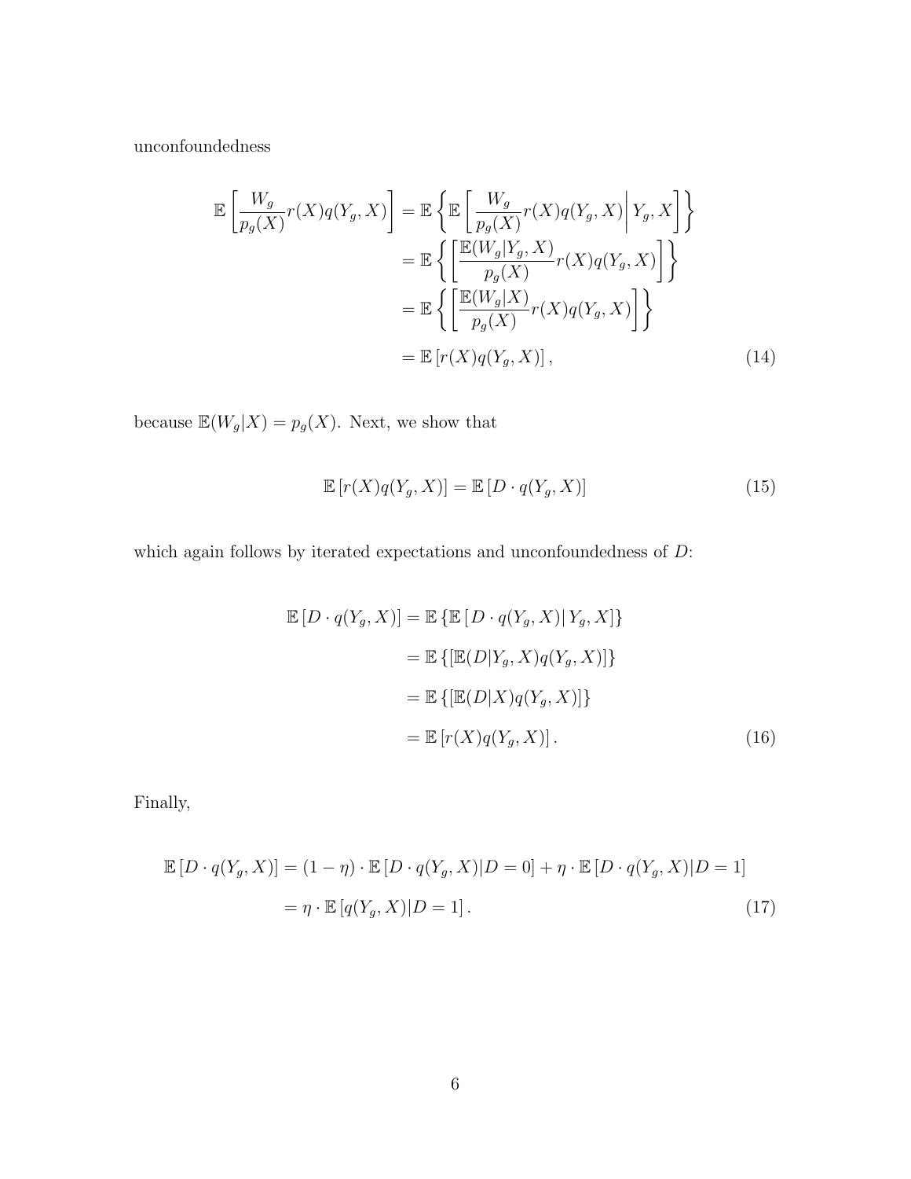unconfoundedness

$$
\begin{aligned}
\mathbb{E}\left[\frac{W_g}{p_g(X)} r(X) q(Y_g, X)\right] &= \mathbb{E}\left\{\mathbb{E}\left[\left.\frac{W_g}{p_g(X)} r(X) q(Y_g, X)\right| Y_g, X\right]\right\} \\
&= \mathbb{E}\left\{\left[\frac{\mathbb{E}(W_g|Y_g, X)}{p_g(X)} r(X) q(Y_g, X)\right]\right\} \\
&= \mathbb{E}\left\{\left[\frac{\mathbb{E}(W_g|X)}{p_g(X)} r(X) q(Y_g, X)\right]\right\} \\
&= \mathbb{E}\left[r(X) q(Y_g, X)\right], \qquad (14)
\end{aligned}
$$

because $\mathbb{E}(W_g|X) = p_g(X)$. Next, we show that

$$
\mathbb{E}\left[r(X) q(Y_g, X)\right] = \mathbb{E}\left[D \cdot q(Y_g, X)\right] \qquad (15)
$$

which again follows by iterated expectations and unconfoundedness of $D$:

$$
\begin{aligned}
\mathbb{E}\left[D \cdot q(Y_g, X)\right] &= \mathbb{E}\left\{\mathbb{E}\left[D \cdot q(Y_g, X) \middle| Y_g, X\right]\right\} \\
&= \mathbb{E}\left\{\left[\mathbb{E}(D|Y_g, X) q(Y_g, X)\right]\right\} \\
&= \mathbb{E}\left\{\left[\mathbb{E}(D|X) q(Y_g, X)\right]\right\} \\
&= \mathbb{E}\left[r(X) q(Y_g, X)\right]. \qquad (16)
\end{aligned}
$$

Finally,

$$
\begin{aligned}
\mathbb{E}\left[D \cdot q(Y_g, X)\right] &= (1 - \eta) \cdot \mathbb{E}\left[D \cdot q(Y_g, X) | D = 0\right] + \eta \cdot \mathbb{E}\left[D \cdot q(Y_g, X) | D = 1\right] \\
&= \eta \cdot \mathbb{E}\left[q(Y_g, X) | D = 1\right]. \qquad (17)
\end{aligned}
$$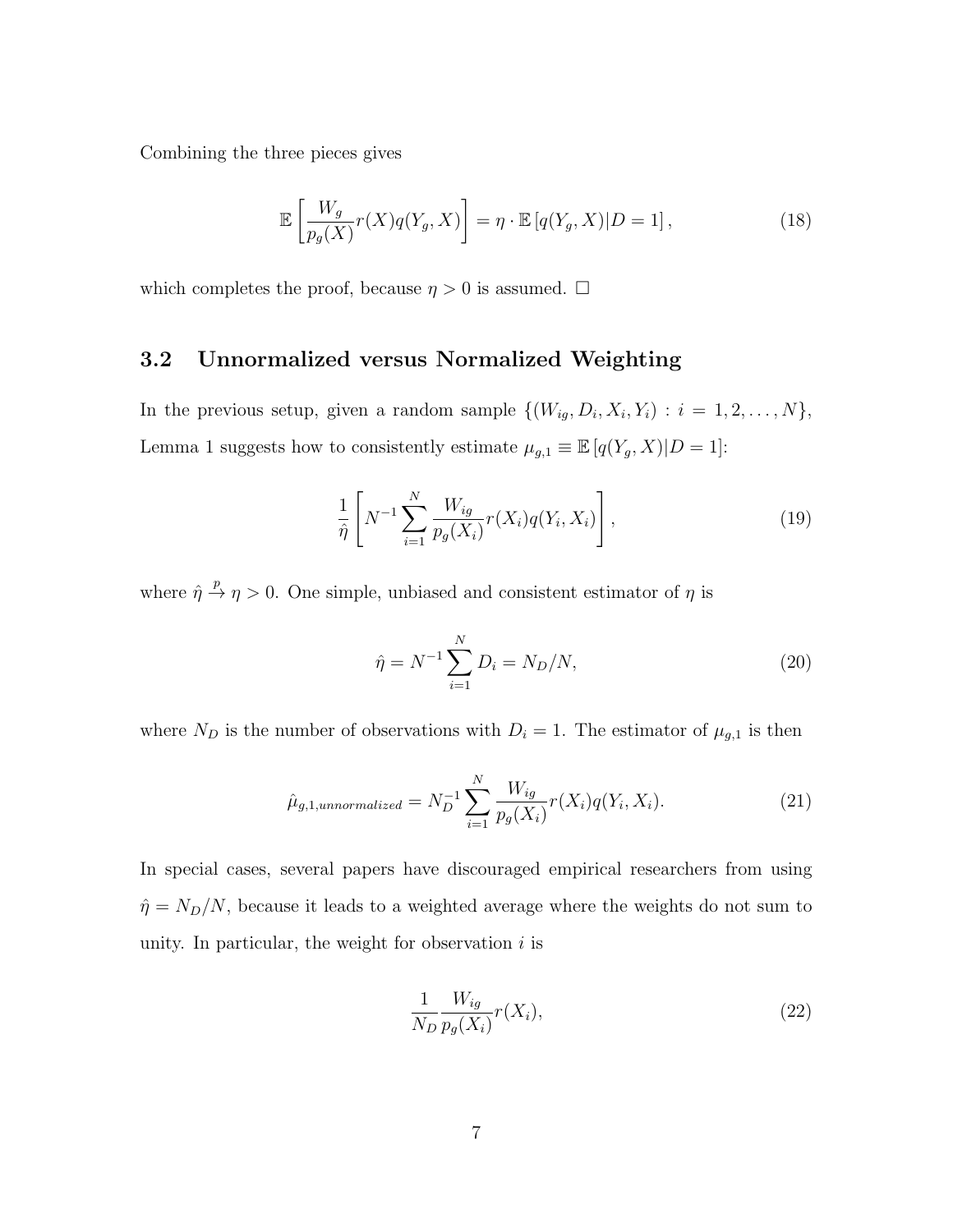Combining the three pieces gives

$$\mathbb{E}\left[\frac{W_g}{p_g(X)}r(X)q(Y_g, X)\right] = \eta \cdot \mathbb{E}\left[q(Y_g, X)|D = 1\right], \tag{18}$$

which completes the proof, because $\eta > 0$ is assumed. $\square$

## 3.2 Unnormalized versus Normalized Weighting

In the previous setup, given a random sample $\{(W_{ig}, D_i, X_i, Y_i) : i = 1, 2, \ldots, N\}$, Lemma 1 suggests how to consistently estimate $\mu_{g,1} \equiv \mathbb{E}\left[q(Y_g, X)|D = 1\right]$:

$$\frac{1}{\hat{\eta}}\left[N^{-1}\sum_{i=1}^{N}\frac{W_{ig}}{p_g(X_i)}r(X_i)q(Y_i, X_i)\right], \tag{19}$$

where $\hat{\eta} \xrightarrow{p} \eta > 0$. One simple, unbiased and consistent estimator of $\eta$ is

$$\hat{\eta} = N^{-1}\sum_{i=1}^{N}D_i = N_D/N, \tag{20}$$

where $N_D$ is the number of observations with $D_i = 1$. The estimator of $\mu_{g,1}$ is then

$$\hat{\mu}_{g,1,unnormalized} = N_D^{-1}\sum_{i=1}^{N}\frac{W_{ig}}{p_g(X_i)}r(X_i)q(Y_i, X_i). \tag{21}$$

In special cases, several papers have discouraged empirical researchers from using $\hat{\eta} = N_D/N$, because it leads to a weighted average where the weights do not sum to unity. In particular, the weight for observation $i$ is

$$\frac{1}{N_D}\frac{W_{ig}}{p_g(X_i)}r(X_i), \tag{22}$$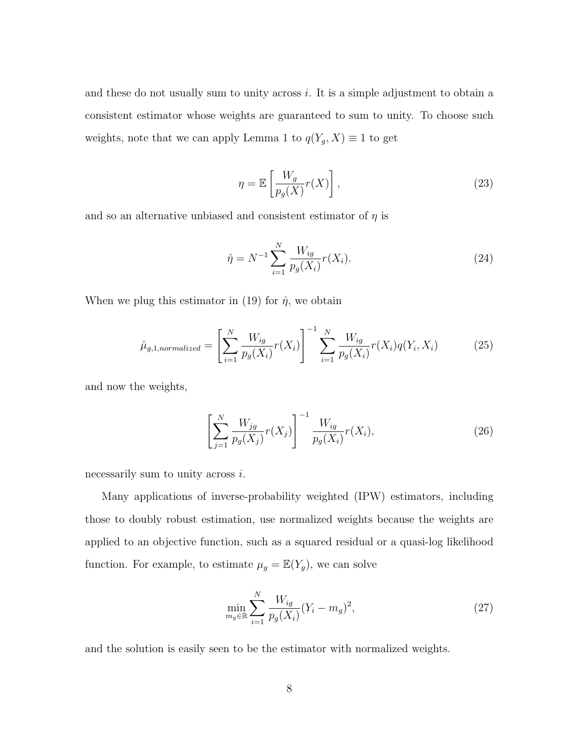and these do not usually sum to unity across $i$. It is a simple adjustment to obtain a consistent estimator whose weights are guaranteed to sum to unity. To choose such weights, note that we can apply Lemma 1 to $q(Y_g, X) \equiv 1$ to get

$$\eta = \mathbb{E}\left[\frac{W_g}{p_g(X)} r(X)\right], \tag{23}$$

and so an alternative unbiased and consistent estimator of $\eta$ is

$$\hat{\eta} = N^{-1} \sum_{i=1}^{N} \frac{W_{ig}}{p_g(X_i)} r(X_i). \tag{24}$$

When we plug this estimator in (19) for $\hat{\eta}$, we obtain

$$\hat{\mu}_{g,1,normalized} = \left[\sum_{i=1}^{N} \frac{W_{ig}}{p_g(X_i)} r(X_i)\right]^{-1} \sum_{i=1}^{N} \frac{W_{ig}}{p_g(X_i)} r(X_i) q(Y_i, X_i) \tag{25}$$

and now the weights,

$$\left[\sum_{j=1}^{N} \frac{W_{jg}}{p_g(X_j)} r(X_j)\right]^{-1} \frac{W_{ig}}{p_g(X_i)} r(X_i), \tag{26}$$

necessarily sum to unity across $i$.

Many applications of inverse-probability weighted (IPW) estimators, including those to doubly robust estimation, use normalized weights because the weights are applied to an objective function, such as a squared residual or a quasi-log likelihood function. For example, to estimate $\mu_g = \mathbb{E}(Y_g)$, we can solve

$$\min_{m_g \in \mathbb{R}} \sum_{i=1}^{N} \frac{W_{ig}}{p_g(X_i)} (Y_i - m_g)^2, \tag{27}$$

and the solution is easily seen to be the estimator with normalized weights.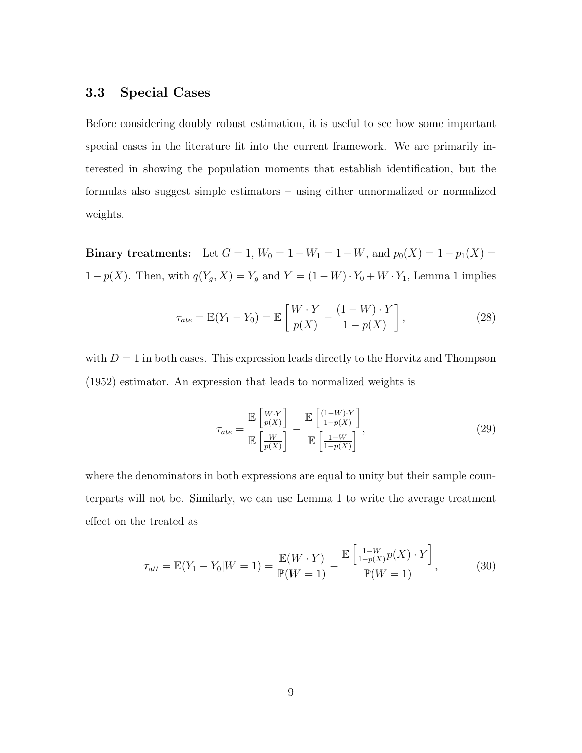### 3.3 Special Cases

Before considering doubly robust estimation, it is useful to see how some important special cases in the literature fit into the current framework. We are primarily interested in showing the population moments that establish identification, but the formulas also suggest simple estimators – using either unnormalized or normalized weights.

**Binary treatments:** Let $G = 1$, $W_0 = 1 - W_1 = 1 - W$, and $p_0(X) = 1 - p_1(X) = 1 - p(X)$. Then, with $q(Y_g, X) = Y_g$ and $Y = (1 - W) \cdot Y_0 + W \cdot Y_1$, Lemma 1 implies

$$\tau_{ate} = \mathbb{E}(Y_1 - Y_0) = \mathbb{E}\left[\frac{W \cdot Y}{p(X)} - \frac{(1 - W) \cdot Y}{1 - p(X)}\right], \tag{28}$$

with $D = 1$ in both cases. This expression leads directly to the Horvitz and Thompson (1952) estimator. An expression that leads to normalized weights is

$$\tau_{ate} = \frac{\mathbb{E}\left[\frac{W \cdot Y}{p(X)}\right]}{\mathbb{E}\left[\frac{W}{p(X)}\right]} - \frac{\mathbb{E}\left[\frac{(1-W) \cdot Y}{1-p(X)}\right]}{\mathbb{E}\left[\frac{1-W}{1-p(X)}\right]}, \tag{29}$$

where the denominators in both expressions are equal to unity but their sample counterparts will not be. Similarly, we can use Lemma 1 to write the average treatment effect on the treated as

$$\tau_{att} = \mathbb{E}(Y_1 - Y_0 | W = 1) = \frac{\mathbb{E}(W \cdot Y)}{\mathbb{P}(W = 1)} - \frac{\mathbb{E}\left[\frac{1-W}{1-p(X)} p(X) \cdot Y\right]}{\mathbb{P}(W = 1)}, \tag{30}$$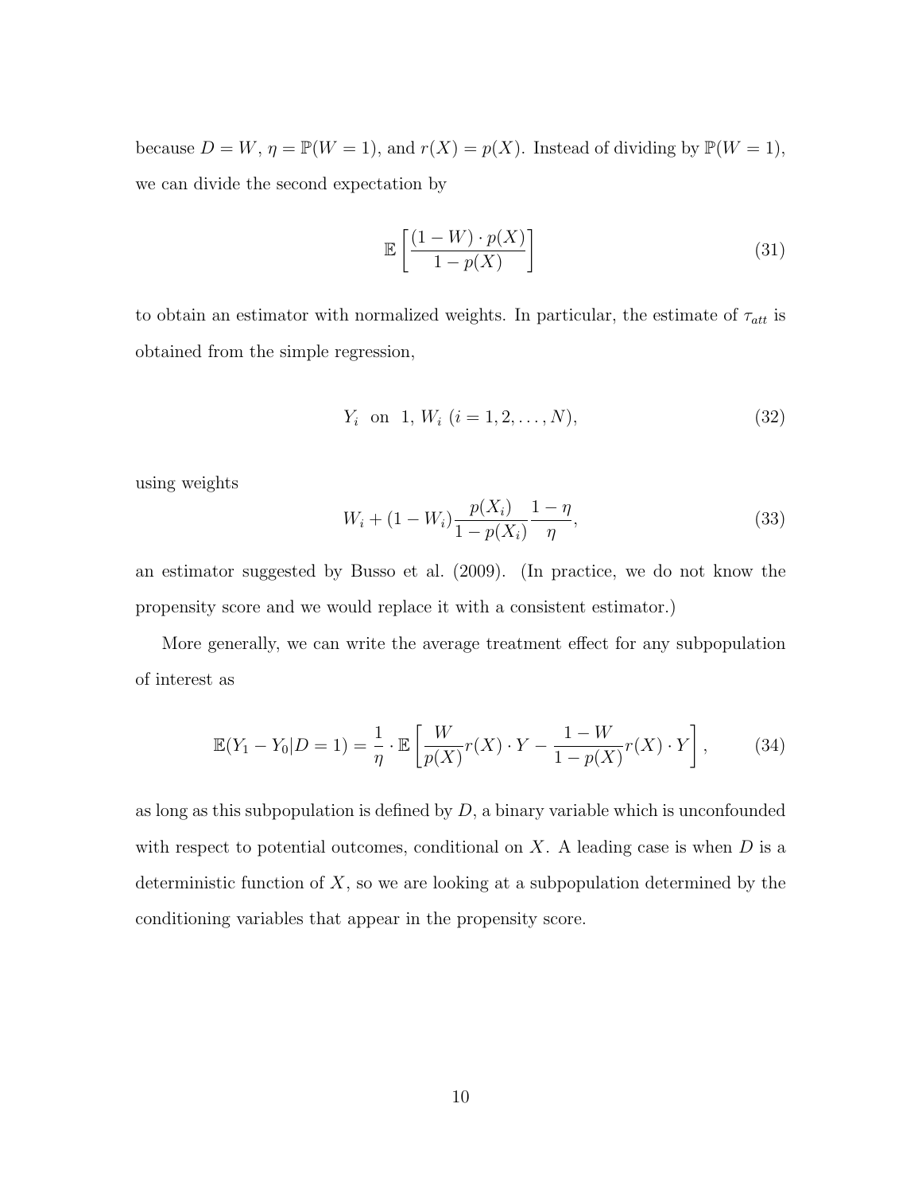because $D = W$, $\eta = \mathbb{P}(W = 1)$, and $r(X) = p(X)$. Instead of dividing by $\mathbb{P}(W = 1)$, we can divide the second expectation by

$$\mathbb{E}\left[\frac{(1 - W) \cdot p(X)}{1 - p(X)}\right] \tag{31}$$

to obtain an estimator with normalized weights. In particular, the estimate of $\tau_{att}$ is obtained from the simple regression,

$$Y_i \;\text{ on }\; 1, W_i \; (i = 1, 2, \ldots, N), \tag{32}$$

using weights

$$W_i + (1 - W_i)\frac{p(X_i)}{1 - p(X_i)}\frac{1 - \eta}{\eta}, \tag{33}$$

an estimator suggested by Busso et al. (2009). (In practice, we do not know the propensity score and we would replace it with a consistent estimator.)

More generally, we can write the average treatment effect for any subpopulation of interest as

$$\mathbb{E}(Y_1 - Y_0 | D = 1) = \frac{1}{\eta} \cdot \mathbb{E}\left[\frac{W}{p(X)}r(X) \cdot Y - \frac{1 - W}{1 - p(X)}r(X) \cdot Y\right], \tag{34}$$

as long as this subpopulation is defined by $D$, a binary variable which is unconfounded with respect to potential outcomes, conditional on $X$. A leading case is when $D$ is a deterministic function of $X$, so we are looking at a subpopulation determined by the conditioning variables that appear in the propensity score.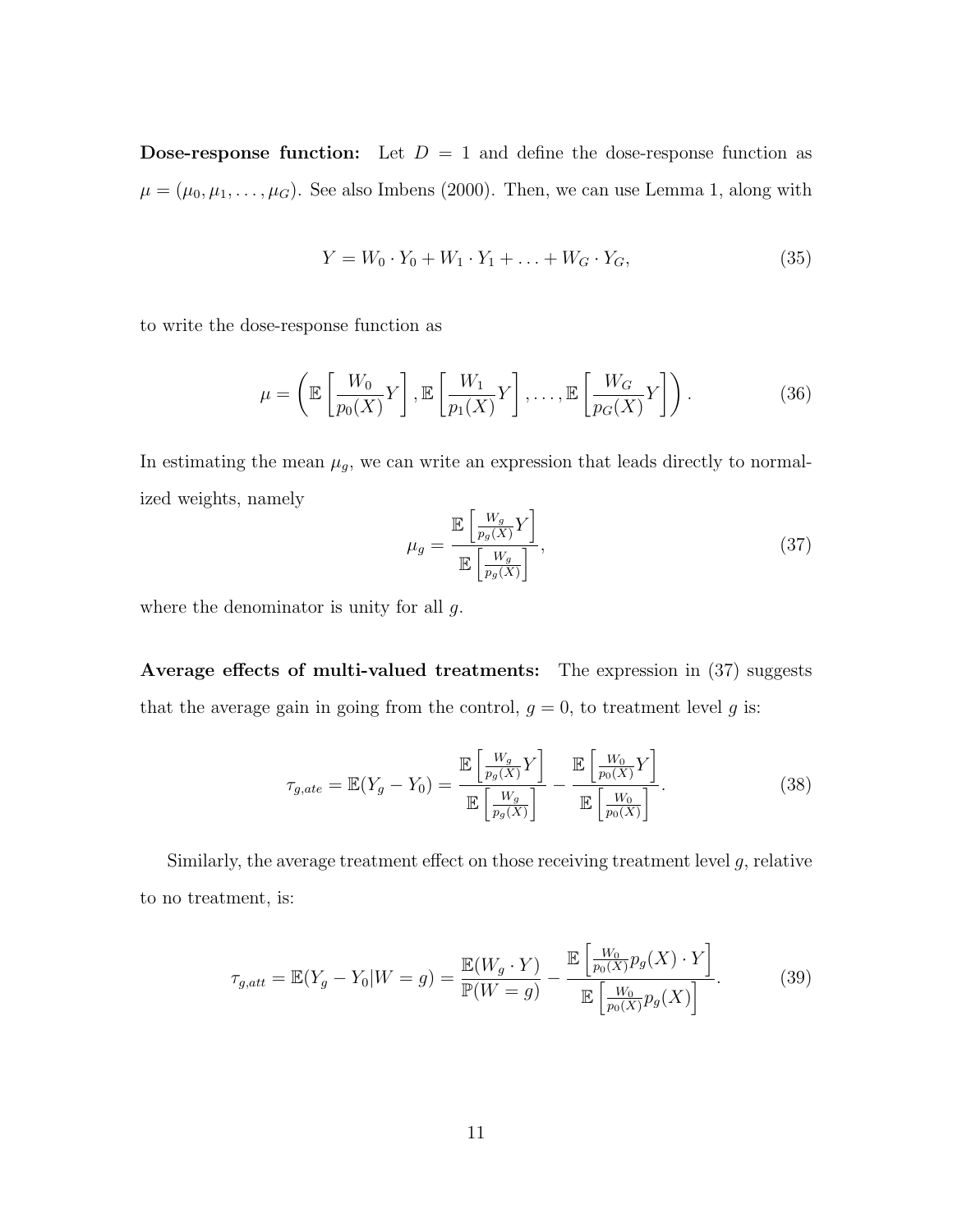**Dose-response function:** Let $D = 1$ and define the dose-response function as $\mu = (\mu_0, \mu_1, \ldots, \mu_G)$. See also Imbens (2000). Then, we can use Lemma 1, along with

$$Y = W_0 \cdot Y_0 + W_1 \cdot Y_1 + \ldots + W_G \cdot Y_G, \tag{35}$$

to write the dose-response function as

$$\mu = \left( \mathbb{E}\left[ \frac{W_0}{p_0(X)} Y \right], \mathbb{E}\left[ \frac{W_1}{p_1(X)} Y \right], \ldots, \mathbb{E}\left[ \frac{W_G}{p_G(X)} Y \right] \right). \tag{36}$$

In estimating the mean $\mu_g$, we can write an expression that leads directly to normalized weights, namely

$$\mu_g = \frac{\mathbb{E}\left[ \frac{W_g}{p_g(X)} Y \right]}{\mathbb{E}\left[ \frac{W_g}{p_g(X)} \right]}, \tag{37}$$

where the denominator is unity for all $g$.

**Average effects of multi-valued treatments:** The expression in (37) suggests that the average gain in going from the control, $g = 0$, to treatment level $g$ is:

$$\tau_{g,ate} = \mathbb{E}(Y_g - Y_0) = \frac{\mathbb{E}\left[ \frac{W_g}{p_g(X)} Y \right]}{\mathbb{E}\left[ \frac{W_g}{p_g(X)} \right]} - \frac{\mathbb{E}\left[ \frac{W_0}{p_0(X)} Y \right]}{\mathbb{E}\left[ \frac{W_0}{p_0(X)} \right]}. \tag{38}$$

Similarly, the average treatment effect on those receiving treatment level $g$, relative to no treatment, is:

$$\tau_{g,att} = \mathbb{E}(Y_g - Y_0 | W = g) = \frac{\mathbb{E}(W_g \cdot Y)}{\mathbb{P}(W = g)} - \frac{\mathbb{E}\left[ \frac{W_0}{p_0(X)} p_g(X) \cdot Y \right]}{\mathbb{E}\left[ \frac{W_0}{p_0(X)} p_g(X) \right]}. \tag{39}$$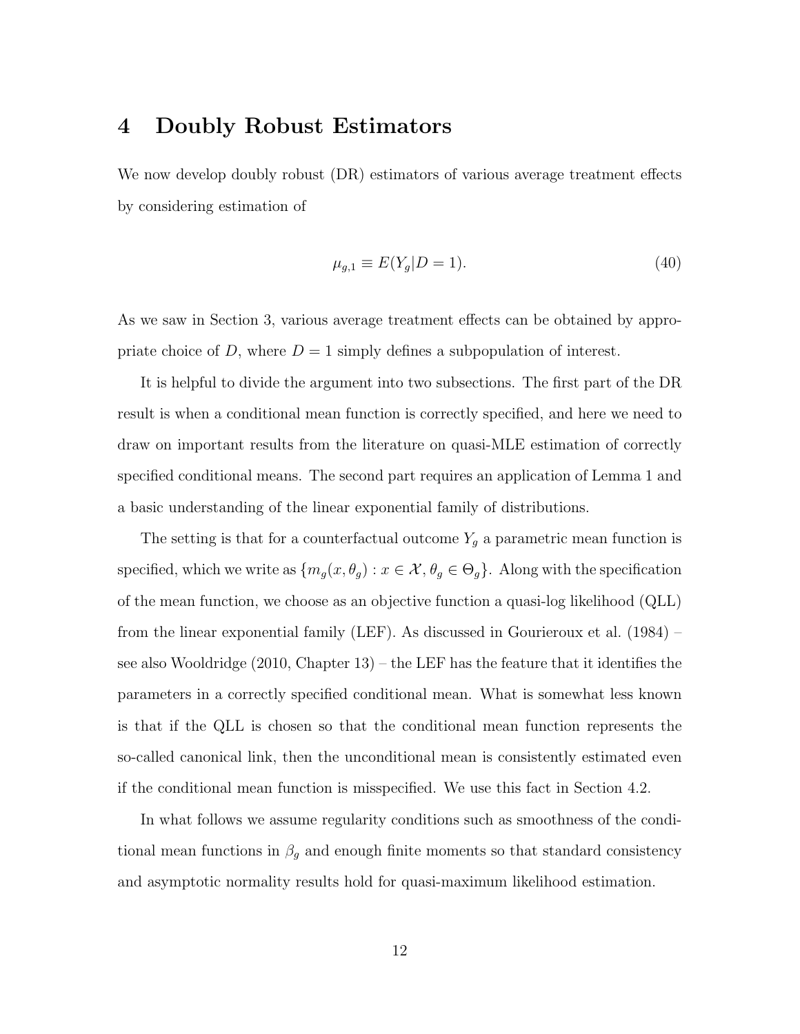# 4 Doubly Robust Estimators

We now develop doubly robust (DR) estimators of various average treatment effects by considering estimation of

$$\mu_{g,1} \equiv E(Y_g|D = 1). \tag{40}$$

As we saw in Section 3, various average treatment effects can be obtained by appropriate choice of $D$, where $D = 1$ simply defines a subpopulation of interest.

It is helpful to divide the argument into two subsections. The first part of the DR result is when a conditional mean function is correctly specified, and here we need to draw on important results from the literature on quasi-MLE estimation of correctly specified conditional means. The second part requires an application of Lemma 1 and a basic understanding of the linear exponential family of distributions.

The setting is that for a counterfactual outcome $Y_g$ a parametric mean function is specified, which we write as $\{m_g(x, \theta_g) : x \in \mathcal{X}, \theta_g \in \Theta_g\}$. Along with the specification of the mean function, we choose as an objective function a quasi-log likelihood (QLL) from the linear exponential family (LEF). As discussed in Gourieroux et al. (1984) – see also Wooldridge (2010, Chapter 13) – the LEF has the feature that it identifies the parameters in a correctly specified conditional mean. What is somewhat less known is that if the QLL is chosen so that the conditional mean function represents the so-called canonical link, then the unconditional mean is consistently estimated even if the conditional mean function is misspecified. We use this fact in Section 4.2.

In what follows we assume regularity conditions such as smoothness of the conditional mean functions in $\beta_g$ and enough finite moments so that standard consistency and asymptotic normality results hold for quasi-maximum likelihood estimation.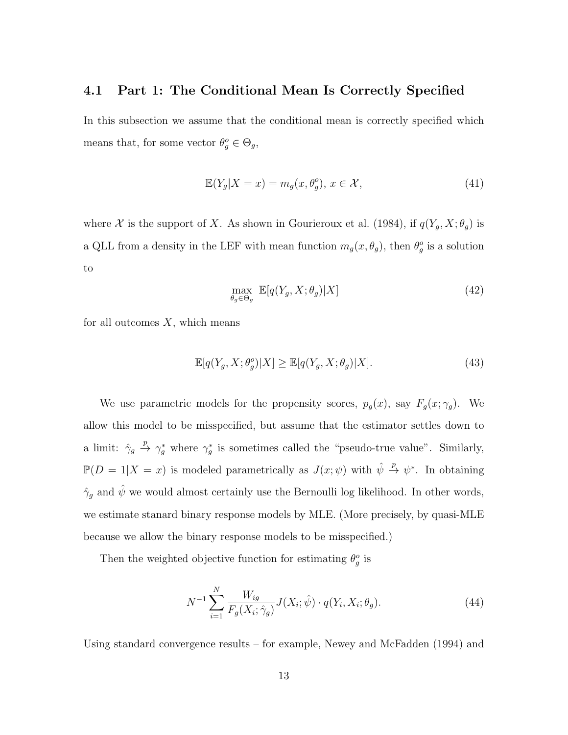## 4.1 Part 1: The Conditional Mean Is Correctly Specified

In this subsection we assume that the conditional mean is correctly specified which means that, for some vector $\theta_g^o \in \Theta_g$,

$$\mathbb{E}(Y_g|X = x) = m_g(x, \theta_g^o),\ x \in \mathcal{X}, \tag{41}$$

where $\mathcal{X}$ is the support of $X$. As shown in Gourieroux et al. (1984), if $q(Y_g, X; \theta_g)$ is a QLL from a density in the LEF with mean function $m_g(x, \theta_g)$, then $\theta_g^o$ is a solution to

$$\max_{\theta_g \in \Theta_g}\ \mathbb{E}[q(Y_g, X; \theta_g)|X] \tag{42}$$

for all outcomes $X$, which means

$$\mathbb{E}[q(Y_g, X; \theta_g^o)|X] \geq \mathbb{E}[q(Y_g, X; \theta_g)|X]. \tag{43}$$

We use parametric models for the propensity scores, $p_g(x)$, say $F_g(x; \gamma_g)$. We allow this model to be misspecified, but assume that the estimator settles down to a limit: $\hat{\gamma}_g \xrightarrow{p} \gamma_g^*$ where $\gamma_g^*$ is sometimes called the "pseudo-true value". Similarly, $\mathbb{P}(D = 1|X = x)$ is modeled parametrically as $J(x; \psi)$ with $\hat{\psi} \xrightarrow{p} \psi^*$. In obtaining $\hat{\gamma}_g$ and $\hat{\psi}$ we would almost certainly use the Bernoulli log likelihood. In other words, we estimate stanard binary response models by MLE. (More precisely, by quasi-MLE because we allow the binary response models to be misspecified.)

Then the weighted objective function for estimating $\theta_g^o$ is

$$N^{-1} \sum_{i=1}^{N} \frac{W_{ig}}{F_g(X_i; \hat{\gamma}_g)} J(X_i; \hat{\psi}) \cdot q(Y_i, X_i; \theta_g). \tag{44}$$

Using standard convergence results – for example, Newey and McFadden (1994) and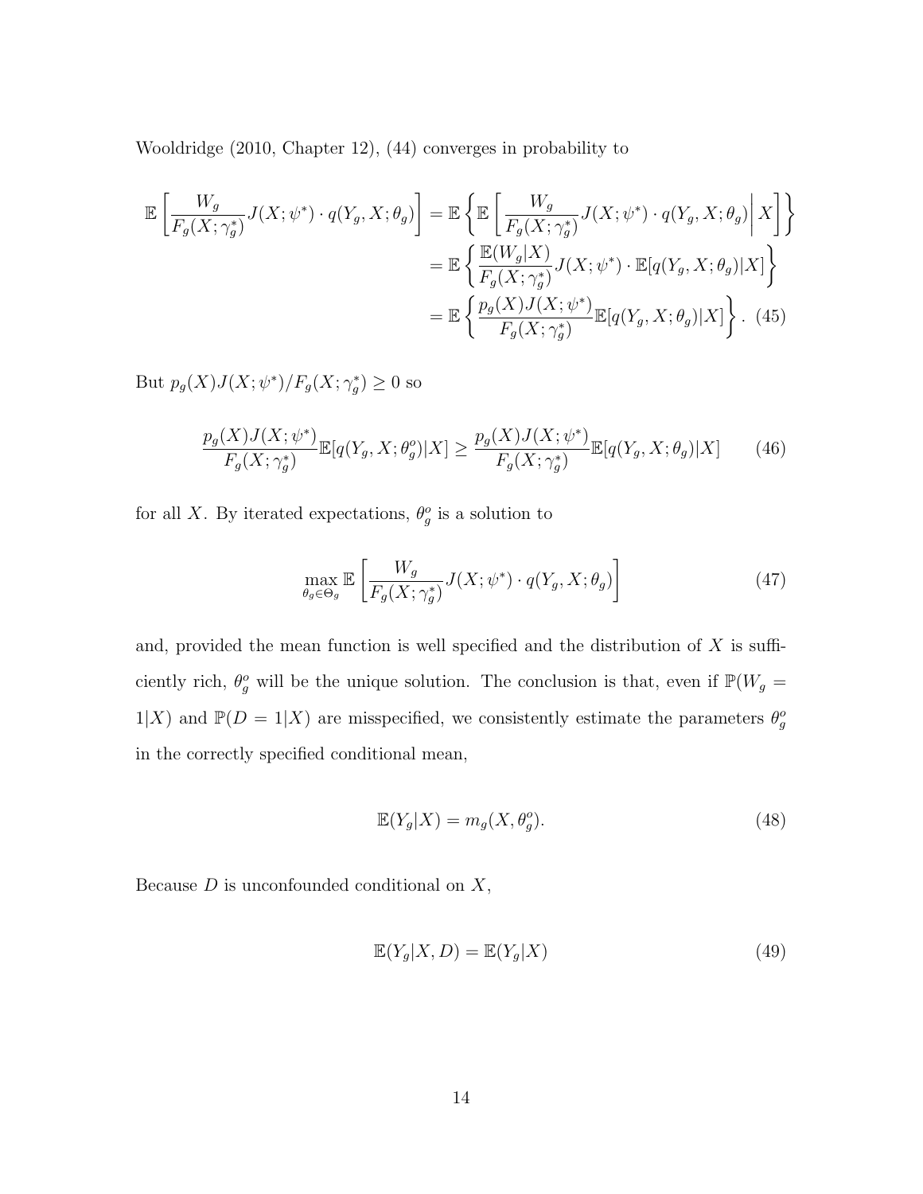Wooldridge (2010, Chapter 12), (44) converges in probability to

$$
\begin{aligned}
\mathbb{E}\left[\frac{W_g}{F_g(X;\gamma_g^*)}J(X;\psi^*)\cdot q(Y_g,X;\theta_g)\right] &= \mathbb{E}\left\{\mathbb{E}\left[\frac{W_g}{F_g(X;\gamma_g^*)}J(X;\psi^*)\cdot q(Y_g,X;\theta_g)\middle| X\right]\right\} \\
&= \mathbb{E}\left\{\frac{\mathbb{E}(W_g|X)}{F_g(X;\gamma_g^*)}J(X;\psi^*)\cdot \mathbb{E}[q(Y_g,X;\theta_g)|X]\right\} \\
&= \mathbb{E}\left\{\frac{p_g(X)J(X;\psi^*)}{F_g(X;\gamma_g^*)}\mathbb{E}[q(Y_g,X;\theta_g)|X]\right\}. \quad (45)
\end{aligned}
$$

But $p_g(X)J(X;\psi^*)/F_g(X;\gamma_g^*) \geq 0$ so

$$
\frac{p_g(X)J(X;\psi^*)}{F_g(X;\gamma_g^*)}\mathbb{E}[q(Y_g,X;\theta_g^o)|X] \geq \frac{p_g(X)J(X;\psi^*)}{F_g(X;\gamma_g^*)}\mathbb{E}[q(Y_g,X;\theta_g)|X] \qquad (46)
$$

for all $X$. By iterated expectations, $\theta_g^o$ is a solution to

$$
\max_{\theta_g\in\Theta_g} \mathbb{E}\left[\frac{W_g}{F_g(X;\gamma_g^*)}J(X;\psi^*)\cdot q(Y_g,X;\theta_g)\right] \qquad (47)
$$

and, provided the mean function is well specified and the distribution of $X$ is sufficiently rich, $\theta_g^o$ will be the unique solution. The conclusion is that, even if $\mathbb{P}(W_g = 1|X)$ and $\mathbb{P}(D = 1|X)$ are misspecified, we consistently estimate the parameters $\theta_g^o$ in the correctly specified conditional mean,

$$
\mathbb{E}(Y_g|X) = m_g(X,\theta_g^o). \qquad (48)
$$

Because $D$ is unconfounded conditional on $X$,

$$
\mathbb{E}(Y_g|X,D) = \mathbb{E}(Y_g|X) \qquad (49)
$$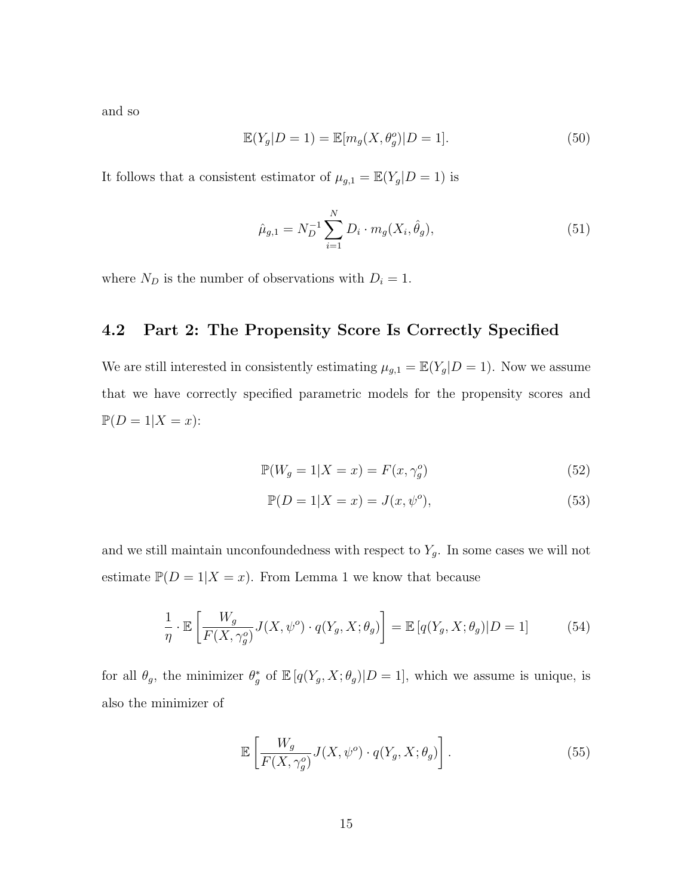and so

$$\mathbb{E}(Y_g|D=1) = \mathbb{E}[m_g(X, \theta_g^o)|D=1]. \tag{50}$$

It follows that a consistent estimator of $\mu_{g,1} = \mathbb{E}(Y_g|D=1)$ is

$$\hat{\mu}_{g,1} = N_D^{-1} \sum_{i=1}^{N} D_i \cdot m_g(X_i, \hat{\theta}_g), \tag{51}$$

where $N_D$ is the number of observations with $D_i = 1$.

## 4.2 Part 2: The Propensity Score Is Correctly Specified

We are still interested in consistently estimating $\mu_{g,1} = \mathbb{E}(Y_g|D=1)$. Now we assume that we have correctly specified parametric models for the propensity scores and $\mathbb{P}(D=1|X=x)$:

$$\mathbb{P}(W_g = 1|X=x) = F(x, \gamma_g^o) \tag{52}$$

$$\mathbb{P}(D=1|X=x) = J(x, \psi^o), \tag{53}$$

and we still maintain unconfoundedness with respect to $Y_g$. In some cases we will not estimate $\mathbb{P}(D=1|X=x)$. From Lemma 1 we know that because

$$\frac{1}{\eta} \cdot \mathbb{E}\left[\frac{W_g}{F(X, \gamma_g^o)} J(X, \psi^o) \cdot q(Y_g, X; \theta_g)\right] = \mathbb{E}\left[q(Y_g, X; \theta_g)|D=1\right] \tag{54}$$

for all $\theta_g$, the minimizer $\theta_g^*$ of $\mathbb{E}\left[q(Y_g, X; \theta_g)|D=1\right]$, which we assume is unique, is also the minimizer of

$$\mathbb{E}\left[\frac{W_g}{F(X, \gamma_g^o)} J(X, \psi^o) \cdot q(Y_g, X; \theta_g)\right]. \tag{55}$$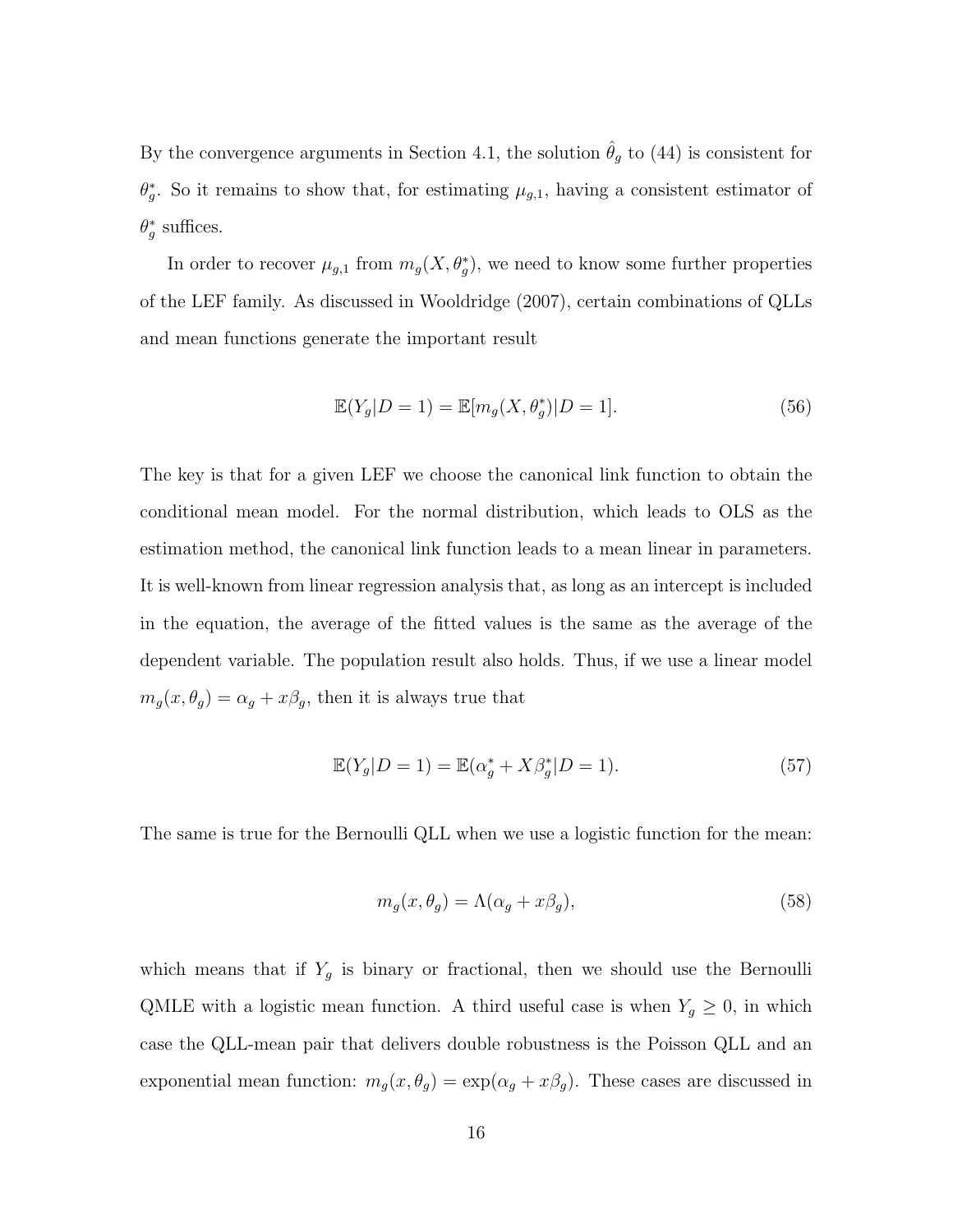By the convergence arguments in Section 4.1, the solution $\hat{\theta}_g$ to (44) is consistent for $\theta_g^*$. So it remains to show that, for estimating $\mu_{g,1}$, having a consistent estimator of $\theta_g^*$ suffices.

In order to recover $\mu_{g,1}$ from $m_g(X, \theta_g^*)$, we need to know some further properties of the LEF family. As discussed in Wooldridge (2007), certain combinations of QLLs and mean functions generate the important result

$$\mathbb{E}(Y_g|D = 1) = \mathbb{E}[m_g(X, \theta_g^*)|D = 1]. \tag{56}$$

The key is that for a given LEF we choose the canonical link function to obtain the conditional mean model. For the normal distribution, which leads to OLS as the estimation method, the canonical link function leads to a mean linear in parameters. It is well-known from linear regression analysis that, as long as an intercept is included in the equation, the average of the fitted values is the same as the average of the dependent variable. The population result also holds. Thus, if we use a linear model $m_g(x, \theta_g) = \alpha_g + x\beta_g$, then it is always true that

$$\mathbb{E}(Y_g|D = 1) = \mathbb{E}(\alpha_g^* + X\beta_g^*|D = 1). \tag{57}$$

The same is true for the Bernoulli QLL when we use a logistic function for the mean:

$$m_g(x, \theta_g) = \Lambda(\alpha_g + x\beta_g), \tag{58}$$

which means that if $Y_g$ is binary or fractional, then we should use the Bernoulli QMLE with a logistic mean function. A third useful case is when $Y_g \geq 0$, in which case the QLL-mean pair that delivers double robustness is the Poisson QLL and an exponential mean function: $m_g(x, \theta_g) = \exp(\alpha_g + x\beta_g)$. These cases are discussed in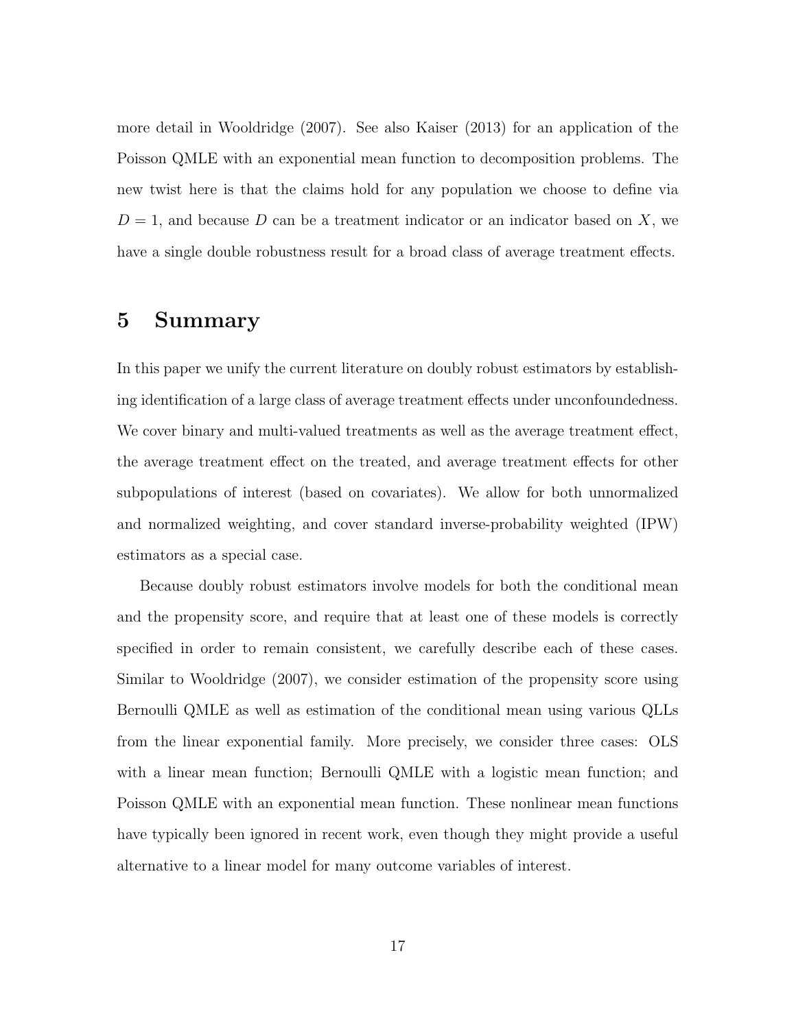more detail in Wooldridge (2007). See also Kaiser (2013) for an application of the Poisson QMLE with an exponential mean function to decomposition problems. The new twist here is that the claims hold for any population we choose to define via $D = 1$, and because $D$ can be a treatment indicator or an indicator based on $X$, we have a single double robustness result for a broad class of average treatment effects.

# 5 Summary

In this paper we unify the current literature on doubly robust estimators by establishing identification of a large class of average treatment effects under unconfoundedness. We cover binary and multi-valued treatments as well as the average treatment effect, the average treatment effect on the treated, and average treatment effects for other subpopulations of interest (based on covariates). We allow for both unnormalized and normalized weighting, and cover standard inverse-probability weighted (IPW) estimators as a special case.

Because doubly robust estimators involve models for both the conditional mean and the propensity score, and require that at least one of these models is correctly specified in order to remain consistent, we carefully describe each of these cases. Similar to Wooldridge (2007), we consider estimation of the propensity score using Bernoulli QMLE as well as estimation of the conditional mean using various QLLs from the linear exponential family. More precisely, we consider three cases: OLS with a linear mean function; Bernoulli QMLE with a logistic mean function; and Poisson QMLE with an exponential mean function. These nonlinear mean functions have typically been ignored in recent work, even though they might provide a useful alternative to a linear model for many outcome variables of interest.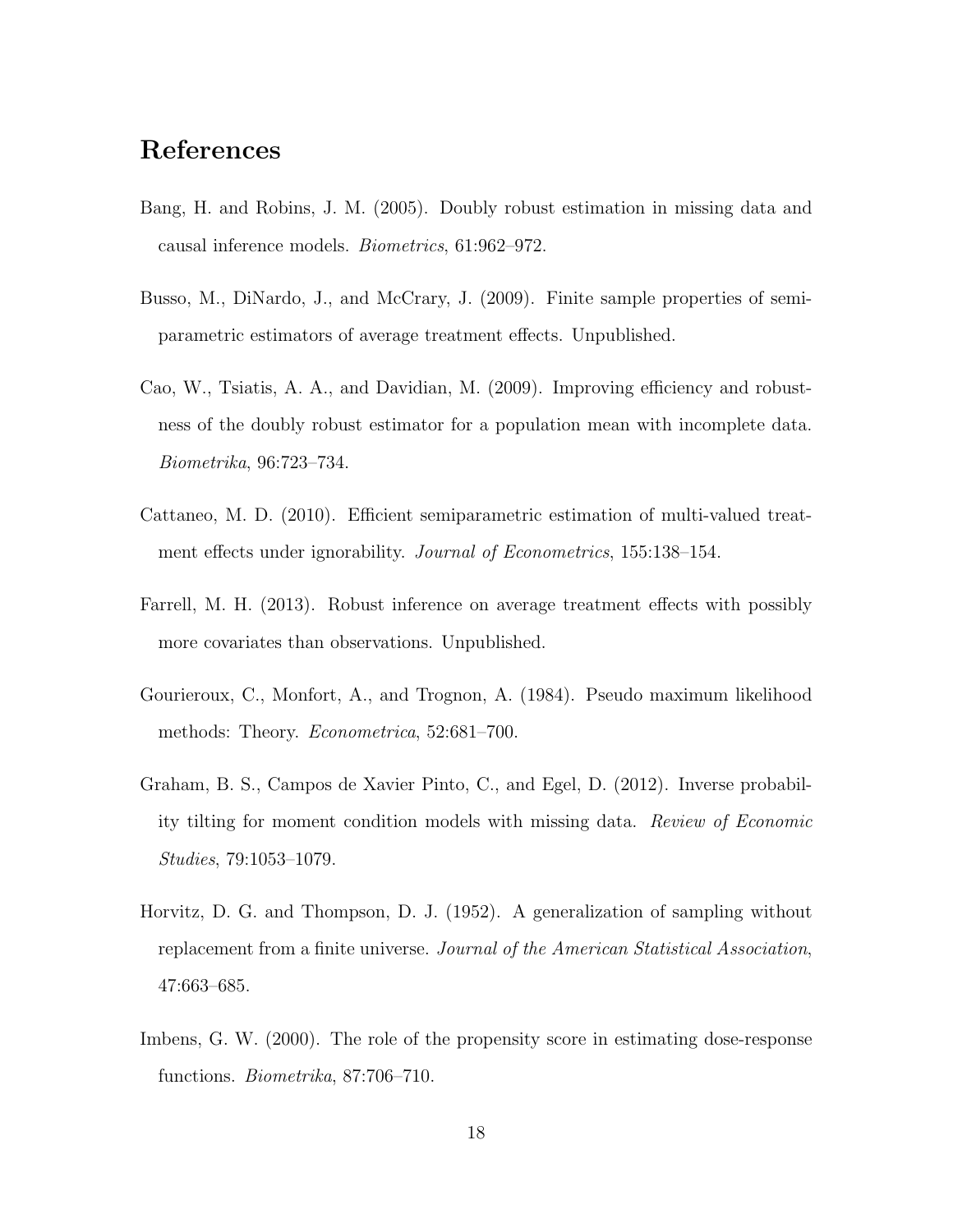# References

Bang, H. and Robins, J. M. (2005). Doubly robust estimation in missing data and causal inference models. *Biometrics*, 61:962–972.

Busso, M., DiNardo, J., and McCrary, J. (2009). Finite sample properties of semiparametric estimators of average treatment effects. Unpublished.

Cao, W., Tsiatis, A. A., and Davidian, M. (2009). Improving efficiency and robustness of the doubly robust estimator for a population mean with incomplete data. *Biometrika*, 96:723–734.

Cattaneo, M. D. (2010). Efficient semiparametric estimation of multi-valued treatment effects under ignorability. *Journal of Econometrics*, 155:138–154.

Farrell, M. H. (2013). Robust inference on average treatment effects with possibly more covariates than observations. Unpublished.

Gourieroux, C., Monfort, A., and Trognon, A. (1984). Pseudo maximum likelihood methods: Theory. *Econometrica*, 52:681–700.

Graham, B. S., Campos de Xavier Pinto, C., and Egel, D. (2012). Inverse probability tilting for moment condition models with missing data. *Review of Economic Studies*, 79:1053–1079.

Horvitz, D. G. and Thompson, D. J. (1952). A generalization of sampling without replacement from a finite universe. *Journal of the American Statistical Association*, 47:663–685.

Imbens, G. W. (2000). The role of the propensity score in estimating dose-response functions. *Biometrika*, 87:706–710.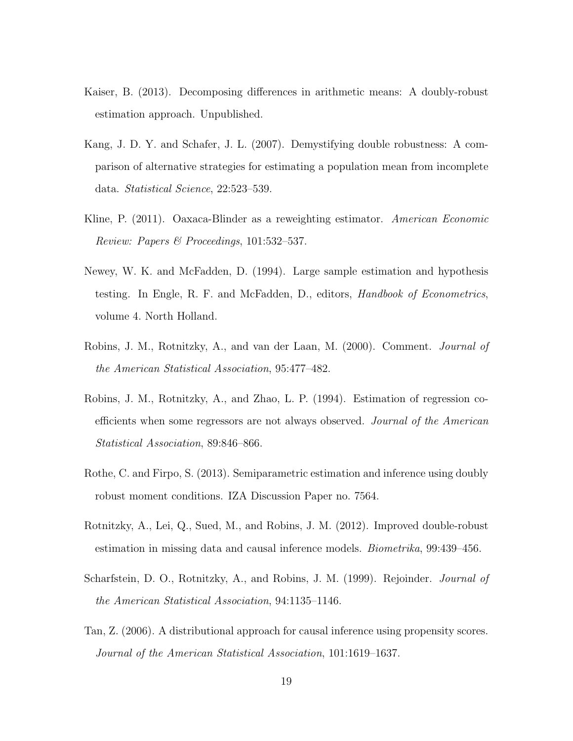Kaiser, B. (2013). Decomposing differences in arithmetic means: A doubly-robust estimation approach. Unpublished.

Kang, J. D. Y. and Schafer, J. L. (2007). Demystifying double robustness: A comparison of alternative strategies for estimating a population mean from incomplete data. *Statistical Science*, 22:523–539.

Kline, P. (2011). Oaxaca-Blinder as a reweighting estimator. *American Economic Review: Papers & Proceedings*, 101:532–537.

Newey, W. K. and McFadden, D. (1994). Large sample estimation and hypothesis testing. In Engle, R. F. and McFadden, D., editors, *Handbook of Econometrics*, volume 4. North Holland.

Robins, J. M., Rotnitzky, A., and van der Laan, M. (2000). Comment. *Journal of the American Statistical Association*, 95:477–482.

Robins, J. M., Rotnitzky, A., and Zhao, L. P. (1994). Estimation of regression coefficients when some regressors are not always observed. *Journal of the American Statistical Association*, 89:846–866.

Rothe, C. and Firpo, S. (2013). Semiparametric estimation and inference using doubly robust moment conditions. IZA Discussion Paper no. 7564.

Rotnitzky, A., Lei, Q., Sued, M., and Robins, J. M. (2012). Improved double-robust estimation in missing data and causal inference models. *Biometrika*, 99:439–456.

Scharfstein, D. O., Rotnitzky, A., and Robins, J. M. (1999). Rejoinder. *Journal of the American Statistical Association*, 94:1135–1146.

Tan, Z. (2006). A distributional approach for causal inference using propensity scores. *Journal of the American Statistical Association*, 101:1619–1637.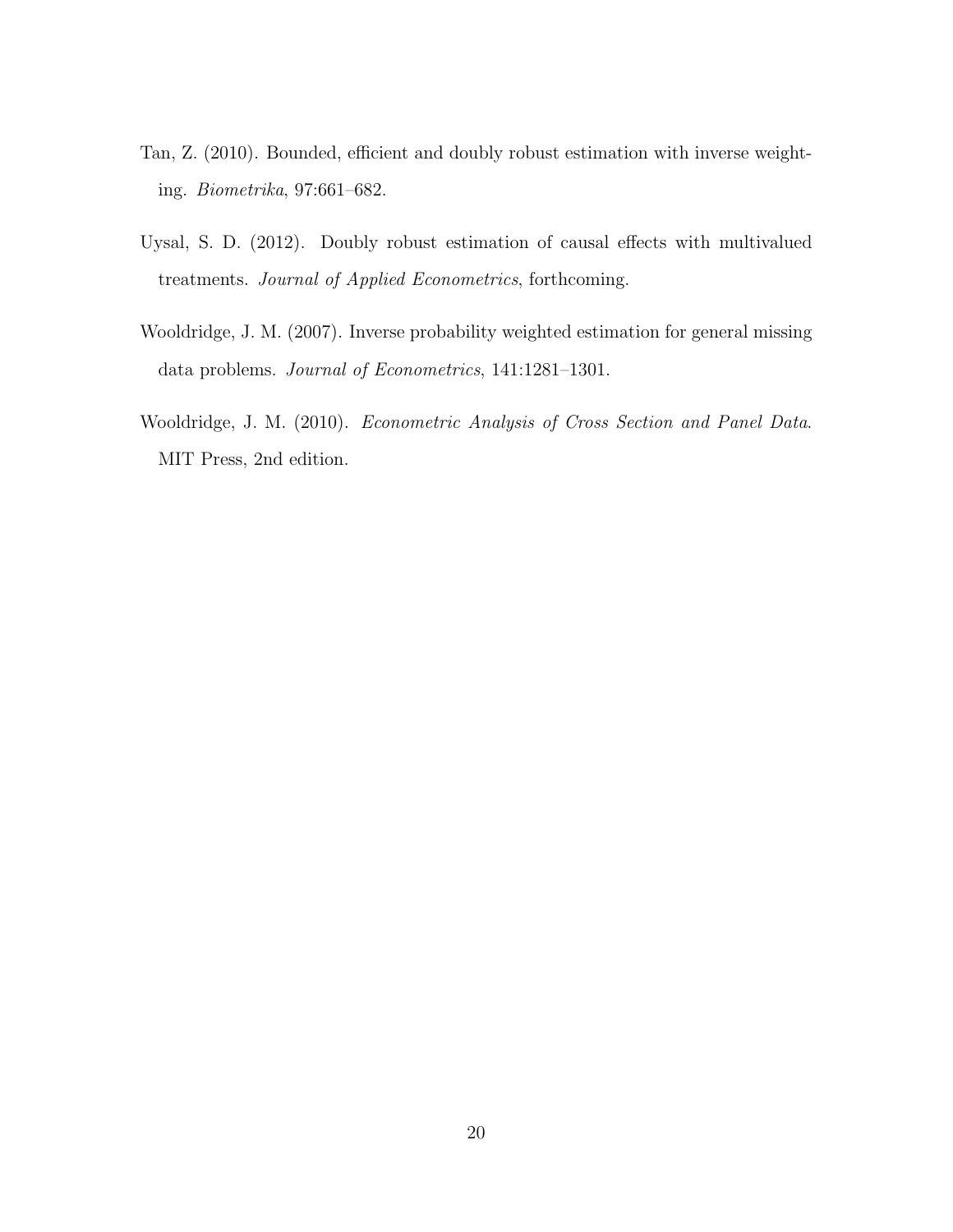Tan, Z. (2010). Bounded, efficient and doubly robust estimation with inverse weighting. *Biometrika*, 97:661–682.

Uysal, S. D. (2012). Doubly robust estimation of causal effects with multivalued treatments. *Journal of Applied Econometrics*, forthcoming.

Wooldridge, J. M. (2007). Inverse probability weighted estimation for general missing data problems. *Journal of Econometrics*, 141:1281–1301.

Wooldridge, J. M. (2010). *Econometric Analysis of Cross Section and Panel Data*. MIT Press, 2nd edition.